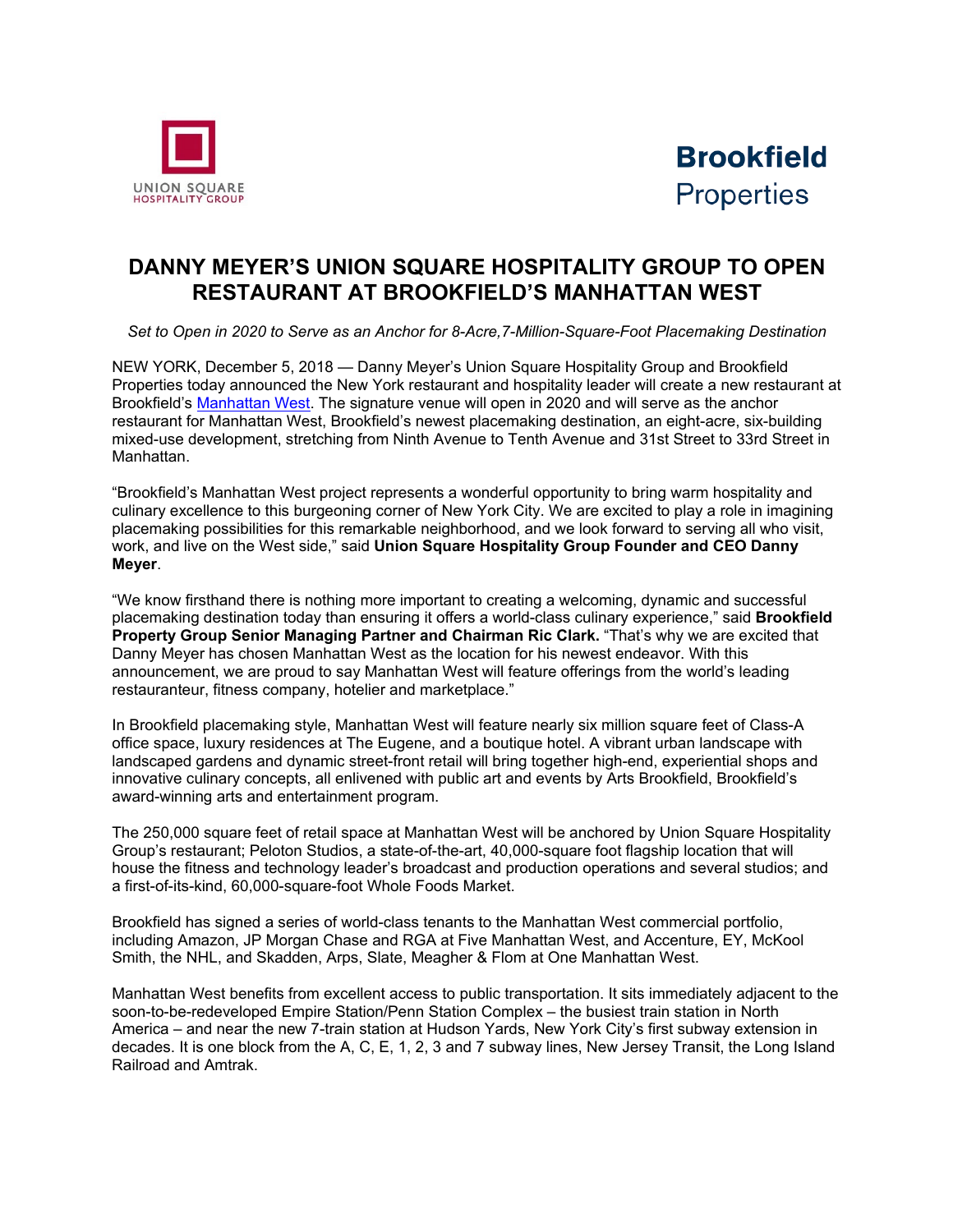UNION SQUARE HOSPITALITY GROUP

**Brookfield** Properties

# DANNY MEYER'S UNION SQUARE HOSPITALITY GROUP TO OPEN RESTAURANT AT BROOKFIELD'S MANHATTAN WEST

*Set to Open in 2020 to Serve as an Anchor for 8-Acre,7-Million-Square-Foot Placemaking Destination*

NEW YORK, December 5, 2018 — Danny Meyer's Union Square Hospitality Group and Brookfield Properties today announced the New York restaurant and hospitality leader will create a new restaurant at Brookfield's Manhattan West. The signature venue will open in 2020 and will serve as the anchor restaurant for Manhattan West, Brookfield's newest placemaking destination, an eight-acre, six-building mixed-use development, stretching from Ninth Avenue to Tenth Avenue and 31st Street to 33rd Street in Manhattan.

"Brookfield's Manhattan West project represents a wonderful opportunity to bring warm hospitality and culinary excellence to this burgeoning corner of New York City. We are excited to play a role in imagining placemaking possibilities for this remarkable neighborhood, and we look forward to serving all who visit, work, and live on the West side," said **Union Square Hospitality Group Founder and CEO Danny Meyer**.

"We know firsthand there is nothing more important to creating a welcoming, dynamic and successful placemaking destination today than ensuring it offers a world-class culinary experience," said **Brookfield Property Group Senior Managing Partner and Chairman Ric Clark.** "That's why we are excited that Danny Meyer has chosen Manhattan West as the location for his newest endeavor. With this announcement, we are proud to say Manhattan West will feature offerings from the world's leading restauranteur, fitness company, hotelier and marketplace."

In Brookfield placemaking style, Manhattan West will feature nearly six million square feet of Class-A office space, luxury residences at The Eugene, and a boutique hotel. A vibrant urban landscape with landscaped gardens and dynamic street-front retail will bring together high-end, experiential shops and innovative culinary concepts, all enlivened with public art and events by Arts Brookfield, Brookfield's award-winning arts and entertainment program.

The 250,000 square feet of retail space at Manhattan West will be anchored by Union Square Hospitality Group's restaurant; Peloton Studios, a state-of-the-art, 40,000-square foot flagship location that will house the fitness and technology leader's broadcast and production operations and several studios; and a first-of-its-kind, 60,000-square-foot Whole Foods Market.

Brookfield has signed a series of world-class tenants to the Manhattan West commercial portfolio, including Amazon, JP Morgan Chase and RGA at Five Manhattan West, and Accenture, EY, McKool Smith, the NHL, and Skadden, Arps, Slate, Meagher & Flom at One Manhattan West.

Manhattan West benefits from excellent access to public transportation. It sits immediately adjacent to the soon-to-be-redeveloped Empire Station/Penn Station Complex – the busiest train station in North America – and near the new 7-train station at Hudson Yards, New York City's first subway extension in decades. It is one block from the A, C, E, 1, 2, 3 and 7 subway lines, New Jersey Transit, the Long Island Railroad and Amtrak.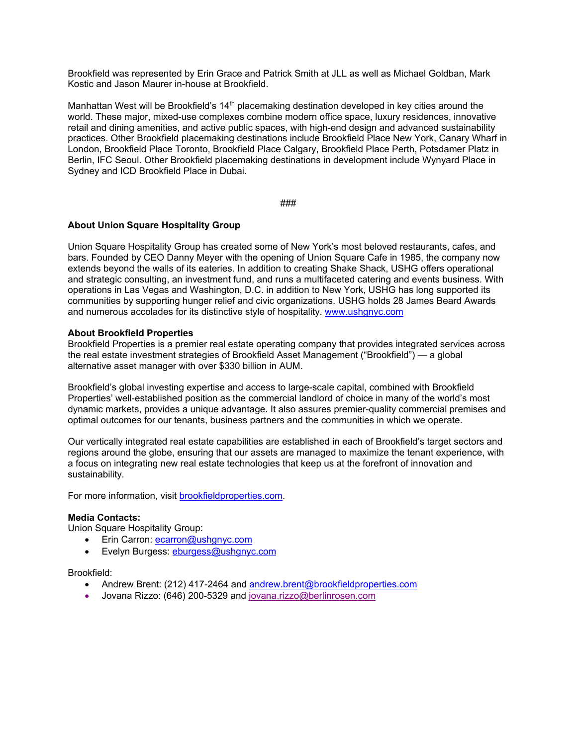Brookfield was represented by Erin Grace and Patrick Smith at JLL as well as Michael Goldban, Mark Kostic and Jason Maurer in-house at Brookfield.

Manhattan West will be Brookfield's 14th placemaking destination developed in key cities around the world. These major, mixed-use complexes combine modern office space, luxury residences, innovative retail and dining amenities, and active public spaces, with high-end design and advanced sustainability practices. Other Brookfield placemaking destinations include Brookfield Place New York, Canary Wharf in London, Brookfield Place Toronto, Brookfield Place Calgary, Brookfield Place Perth, Potsdamer Platz in Berlin, IFC Seoul. Other Brookfield placemaking destinations in development include Wynyard Place in Sydney and ICD Brookfield Place in Dubai.

###

**About Union Square Hospitality Group**

Union Square Hospitality Group has created some of New York's most beloved restaurants, cafes, and bars. Founded by CEO Danny Meyer with the opening of Union Square Cafe in 1985, the company now extends beyond the walls of its eateries. In addition to creating Shake Shack, USHG offers operational and strategic consulting, an investment fund, and runs a multifaceted catering and events business. With operations in Las Vegas and Washington, D.C. in addition to New York, USHG has long supported its communities by supporting hunger relief and civic organizations. USHG holds 28 James Beard Awards and numerous accolades for its distinctive style of hospitality. www.ushgnyc.com

**About Brookfield Properties**

Brookfield Properties is a premier real estate operating company that provides integrated services across the real estate investment strategies of Brookfield Asset Management ("Brookfield") — a global alternative asset manager with over $330 billion in AUM.

Brookfield's global investing expertise and access to large-scale capital, combined with Brookfield Properties' well-established position as the commercial landlord of choice in many of the world's most dynamic markets, provides a unique advantage. It also assures premier-quality commercial premises and optimal outcomes for our tenants, business partners and the communities in which we operate.

Our vertically integrated real estate capabilities are established in each of Brookfield's target sectors and regions around the globe, ensuring that our assets are managed to maximize the tenant experience, with a focus on integrating new real estate technologies that keep us at the forefront of innovation and sustainability.

For more information, visit brookfieldproperties.com.

**Media Contacts:**

Union Square Hospitality Group:

- Erin Carron: ecarron@ushgnyc.com
- Evelyn Burgess: eburgess@ushgnyc.com

Brookfield:

- Andrew Brent: (212) 417-2464 and andrew.brent@brookfieldproperties.com
- Jovana Rizzo: (646) 200-5329 and jovana.rizzo@berlinrosen.com